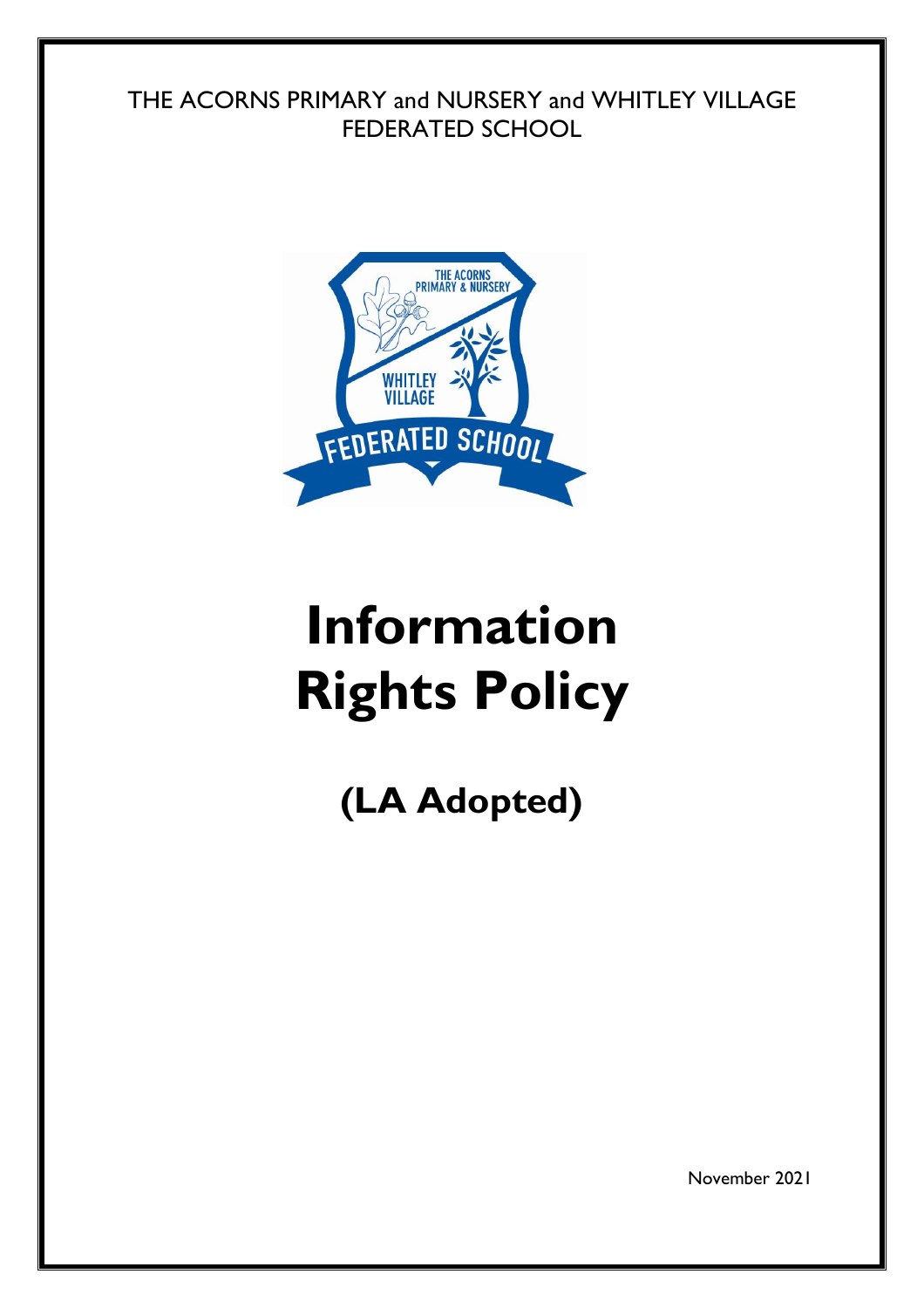THE ACORNS PRIMARY and NURSERY and WHITLEY VILLAGE FEDERATED SCHOOL

# Information Rights Policy

## (LA Adopted)

November 2021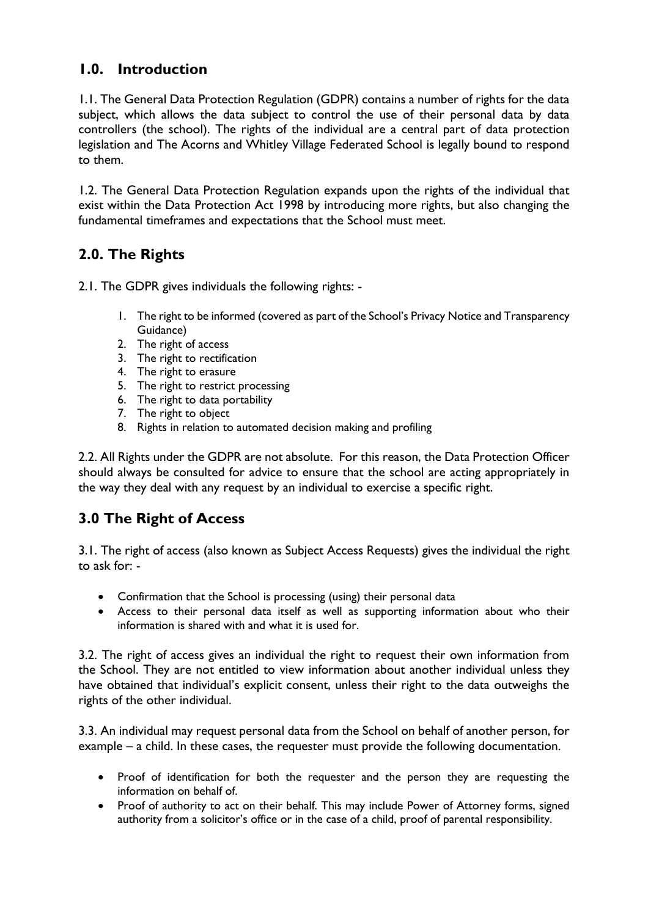## 1.0. Introduction

1.1. The General Data Protection Regulation (GDPR) contains a number of rights for the data subject, which allows the data subject to control the use of their personal data by data controllers (the school). The rights of the individual are a central part of data protection legislation and The Acorns and Whitley Village Federated School is legally bound to respond to them.

1.2. The General Data Protection Regulation expands upon the rights of the individual that exist within the Data Protection Act 1998 by introducing more rights, but also changing the fundamental timeframes and expectations that the School must meet.

## 2.0. The Rights

2.1. The GDPR gives individuals the following rights: -

1. The right to be informed (covered as part of the School's Privacy Notice and Transparency Guidance)
2. The right of access
3. The right to rectification
4. The right to erasure
5. The right to restrict processing
6. The right to data portability
7. The right to object
8. Rights in relation to automated decision making and profiling

2.2. All Rights under the GDPR are not absolute. For this reason, the Data Protection Officer should always be consulted for advice to ensure that the school are acting appropriately in the way they deal with any request by an individual to exercise a specific right.

## 3.0 The Right of Access

3.1. The right of access (also known as Subject Access Requests) gives the individual the right to ask for: -

- Confirmation that the School is processing (using) their personal data
- Access to their personal data itself as well as supporting information about who their information is shared with and what it is used for.

3.2. The right of access gives an individual the right to request their own information from the School. They are not entitled to view information about another individual unless they have obtained that individual's explicit consent, unless their right to the data outweighs the rights of the other individual.

3.3. An individual may request personal data from the School on behalf of another person, for example – a child. In these cases, the requester must provide the following documentation.

- Proof of identification for both the requester and the person they are requesting the information on behalf of.
- Proof of authority to act on their behalf. This may include Power of Attorney forms, signed authority from a solicitor's office or in the case of a child, proof of parental responsibility.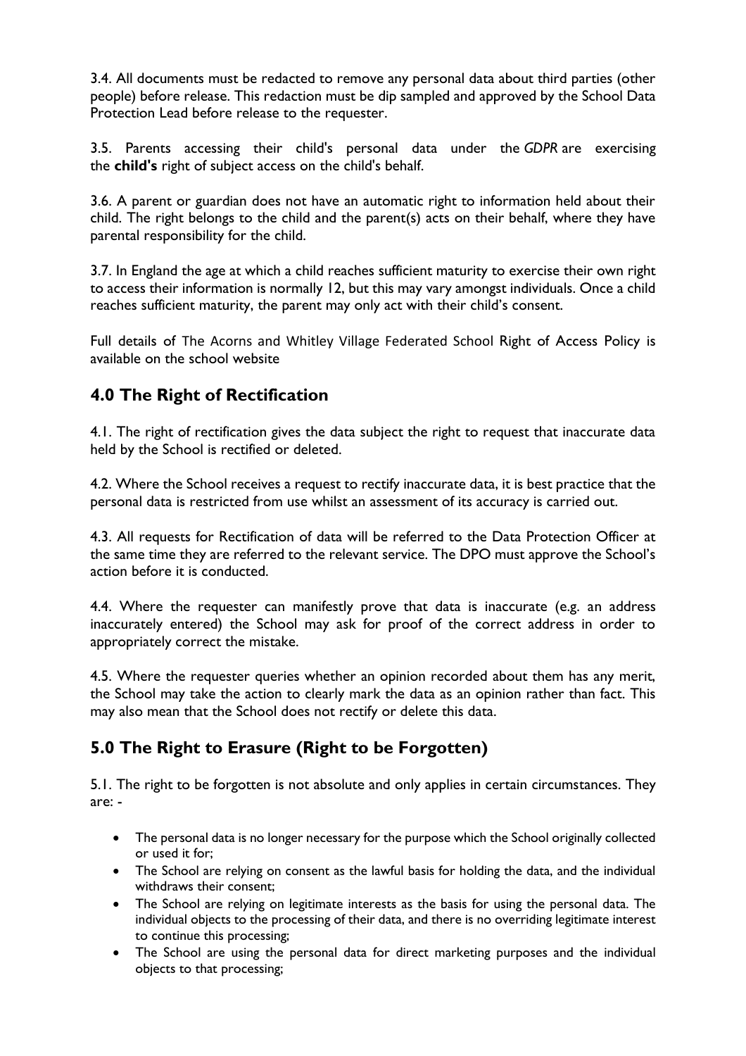3.4. All documents must be redacted to remove any personal data about third parties (other people) before release. This redaction must be dip sampled and approved by the School Data Protection Lead before release to the requester.

3.5. Parents accessing their child's personal data under the *GDPR* are exercising the **child's** right of subject access on the child's behalf.

3.6. A parent or guardian does not have an automatic right to information held about their child. The right belongs to the child and the parent(s) acts on their behalf, where they have parental responsibility for the child.

3.7. In England the age at which a child reaches sufficient maturity to exercise their own right to access their information is normally 12, but this may vary amongst individuals. Once a child reaches sufficient maturity, the parent may only act with their child's consent.

Full details of The Acorns and Whitley Village Federated School Right of Access Policy is available on the school website

## 4.0 The Right of Rectification

4.1. The right of rectification gives the data subject the right to request that inaccurate data held by the School is rectified or deleted.

4.2. Where the School receives a request to rectify inaccurate data, it is best practice that the personal data is restricted from use whilst an assessment of its accuracy is carried out.

4.3. All requests for Rectification of data will be referred to the Data Protection Officer at the same time they are referred to the relevant service. The DPO must approve the School's action before it is conducted.

4.4. Where the requester can manifestly prove that data is inaccurate (e.g. an address inaccurately entered) the School may ask for proof of the correct address in order to appropriately correct the mistake.

4.5. Where the requester queries whether an opinion recorded about them has any merit, the School may take the action to clearly mark the data as an opinion rather than fact. This may also mean that the School does not rectify or delete this data.

## 5.0 The Right to Erasure (Right to be Forgotten)

5.1. The right to be forgotten is not absolute and only applies in certain circumstances. They are: -

- The personal data is no longer necessary for the purpose which the School originally collected or used it for;
- The School are relying on consent as the lawful basis for holding the data, and the individual withdraws their consent;
- The School are relying on legitimate interests as the basis for using the personal data. The individual objects to the processing of their data, and there is no overriding legitimate interest to continue this processing;
- The School are using the personal data for direct marketing purposes and the individual objects to that processing;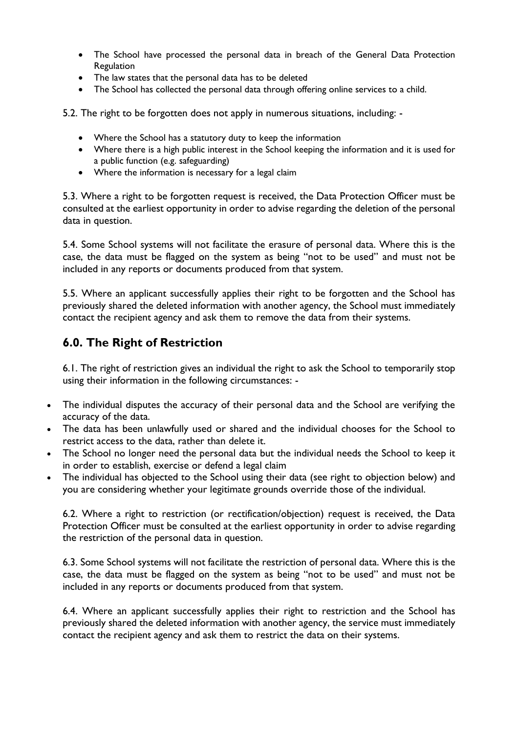- The School have processed the personal data in breach of the General Data Protection Regulation
- The law states that the personal data has to be deleted
- The School has collected the personal data through offering online services to a child.

5.2. The right to be forgotten does not apply in numerous situations, including: -

- Where the School has a statutory duty to keep the information
- Where there is a high public interest in the School keeping the information and it is used for a public function (e.g. safeguarding)
- Where the information is necessary for a legal claim

5.3. Where a right to be forgotten request is received, the Data Protection Officer must be consulted at the earliest opportunity in order to advise regarding the deletion of the personal data in question.

5.4. Some School systems will not facilitate the erasure of personal data. Where this is the case, the data must be flagged on the system as being "not to be used" and must not be included in any reports or documents produced from that system.

5.5. Where an applicant successfully applies their right to be forgotten and the School has previously shared the deleted information with another agency, the School must immediately contact the recipient agency and ask them to remove the data from their systems.

## 6.0. The Right of Restriction

6.1. The right of restriction gives an individual the right to ask the School to temporarily stop using their information in the following circumstances: -

- The individual disputes the accuracy of their personal data and the School are verifying the accuracy of the data.
- The data has been unlawfully used or shared and the individual chooses for the School to restrict access to the data, rather than delete it.
- The School no longer need the personal data but the individual needs the School to keep it in order to establish, exercise or defend a legal claim
- The individual has objected to the School using their data (see right to objection below) and you are considering whether your legitimate grounds override those of the individual.

6.2. Where a right to restriction (or rectification/objection) request is received, the Data Protection Officer must be consulted at the earliest opportunity in order to advise regarding the restriction of the personal data in question.

6.3. Some School systems will not facilitate the restriction of personal data. Where this is the case, the data must be flagged on the system as being "not to be used" and must not be included in any reports or documents produced from that system.

6.4. Where an applicant successfully applies their right to restriction and the School has previously shared the deleted information with another agency, the service must immediately contact the recipient agency and ask them to restrict the data on their systems.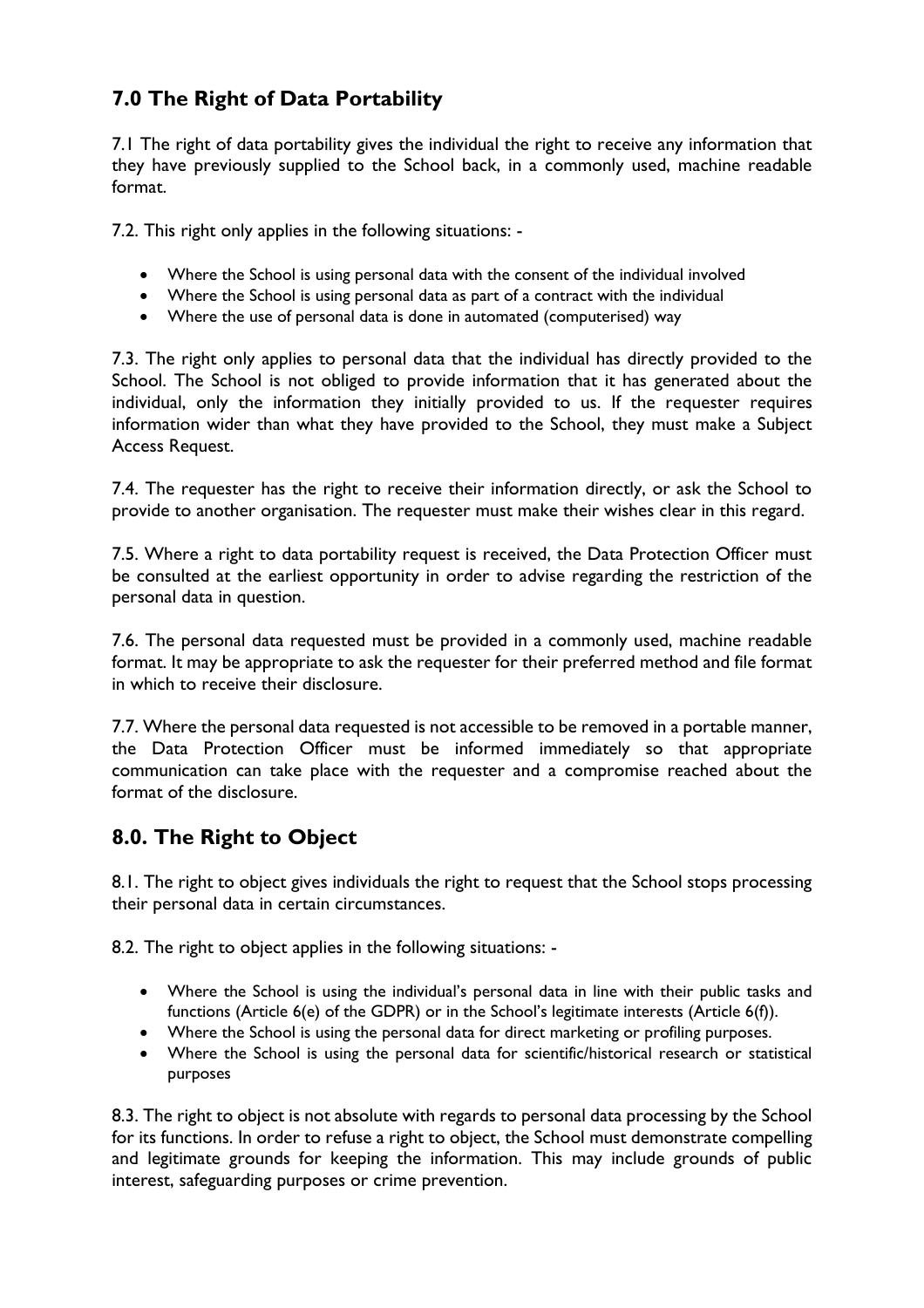## 7.0 The Right of Data Portability

7.1 The right of data portability gives the individual the right to receive any information that they have previously supplied to the School back, in a commonly used, machine readable format.

7.2. This right only applies in the following situations: -

- Where the School is using personal data with the consent of the individual involved
- Where the School is using personal data as part of a contract with the individual
- Where the use of personal data is done in automated (computerised) way

7.3. The right only applies to personal data that the individual has directly provided to the School. The School is not obliged to provide information that it has generated about the individual, only the information they initially provided to us. If the requester requires information wider than what they have provided to the School, they must make a Subject Access Request.

7.4. The requester has the right to receive their information directly, or ask the School to provide to another organisation. The requester must make their wishes clear in this regard.

7.5. Where a right to data portability request is received, the Data Protection Officer must be consulted at the earliest opportunity in order to advise regarding the restriction of the personal data in question.

7.6. The personal data requested must be provided in a commonly used, machine readable format. It may be appropriate to ask the requester for their preferred method and file format in which to receive their disclosure.

7.7. Where the personal data requested is not accessible to be removed in a portable manner, the Data Protection Officer must be informed immediately so that appropriate communication can take place with the requester and a compromise reached about the format of the disclosure.

## 8.0. The Right to Object

8.1. The right to object gives individuals the right to request that the School stops processing their personal data in certain circumstances.

8.2. The right to object applies in the following situations: -

- Where the School is using the individual's personal data in line with their public tasks and functions (Article 6(e) of the GDPR) or in the School's legitimate interests (Article 6(f)).
- Where the School is using the personal data for direct marketing or profiling purposes.
- Where the School is using the personal data for scientific/historical research or statistical purposes

8.3. The right to object is not absolute with regards to personal data processing by the School for its functions. In order to refuse a right to object, the School must demonstrate compelling and legitimate grounds for keeping the information. This may include grounds of public interest, safeguarding purposes or crime prevention.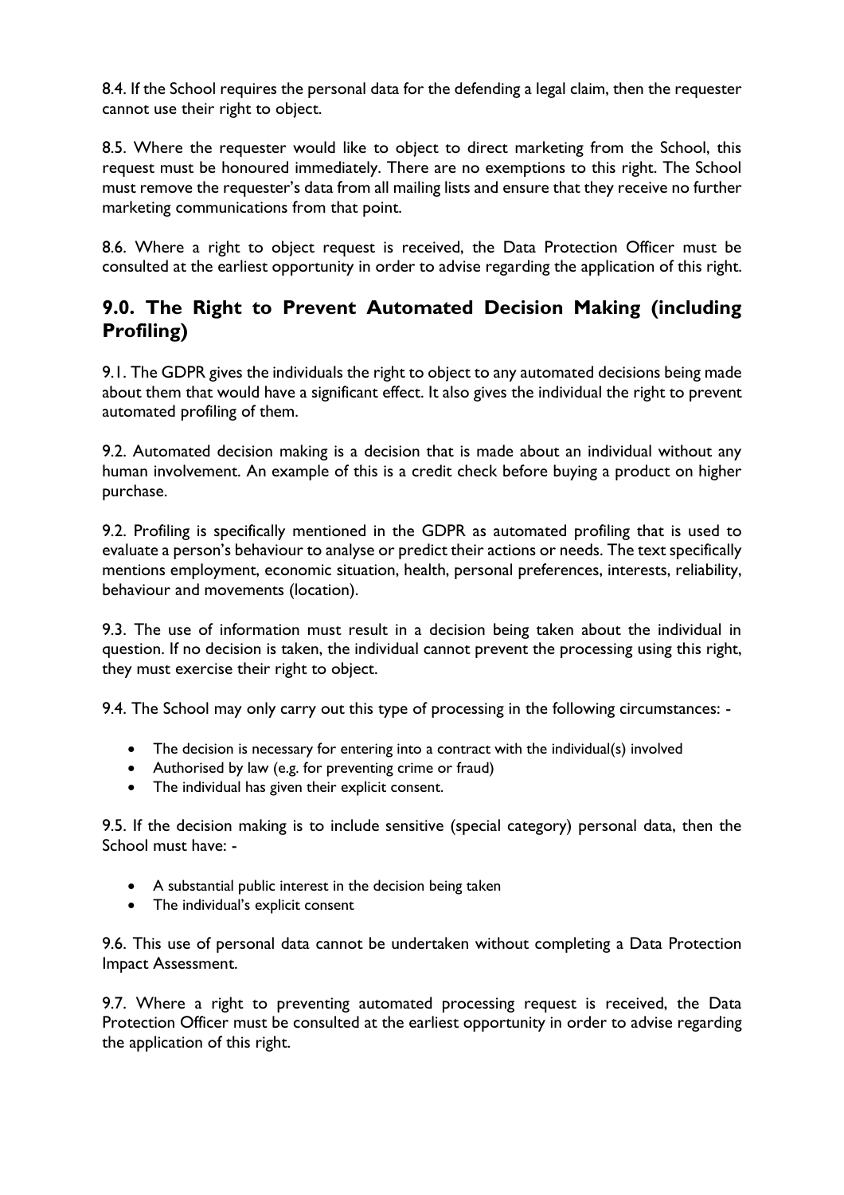8.4. If the School requires the personal data for the defending a legal claim, then the requester cannot use their right to object.

8.5. Where the requester would like to object to direct marketing from the School, this request must be honoured immediately. There are no exemptions to this right. The School must remove the requester's data from all mailing lists and ensure that they receive no further marketing communications from that point.

8.6. Where a right to object request is received, the Data Protection Officer must be consulted at the earliest opportunity in order to advise regarding the application of this right.

## 9.0. The Right to Prevent Automated Decision Making (including Profiling)

9.1. The GDPR gives the individuals the right to object to any automated decisions being made about them that would have a significant effect. It also gives the individual the right to prevent automated profiling of them.

9.2. Automated decision making is a decision that is made about an individual without any human involvement. An example of this is a credit check before buying a product on higher purchase.

9.2. Profiling is specifically mentioned in the GDPR as automated profiling that is used to evaluate a person's behaviour to analyse or predict their actions or needs. The text specifically mentions employment, economic situation, health, personal preferences, interests, reliability, behaviour and movements (location).

9.3. The use of information must result in a decision being taken about the individual in question. If no decision is taken, the individual cannot prevent the processing using this right, they must exercise their right to object.

9.4. The School may only carry out this type of processing in the following circumstances: -

- The decision is necessary for entering into a contract with the individual(s) involved
- Authorised by law (e.g. for preventing crime or fraud)
- The individual has given their explicit consent.

9.5. If the decision making is to include sensitive (special category) personal data, then the School must have: -

- A substantial public interest in the decision being taken
- The individual's explicit consent

9.6. This use of personal data cannot be undertaken without completing a Data Protection Impact Assessment.

9.7. Where a right to preventing automated processing request is received, the Data Protection Officer must be consulted at the earliest opportunity in order to advise regarding the application of this right.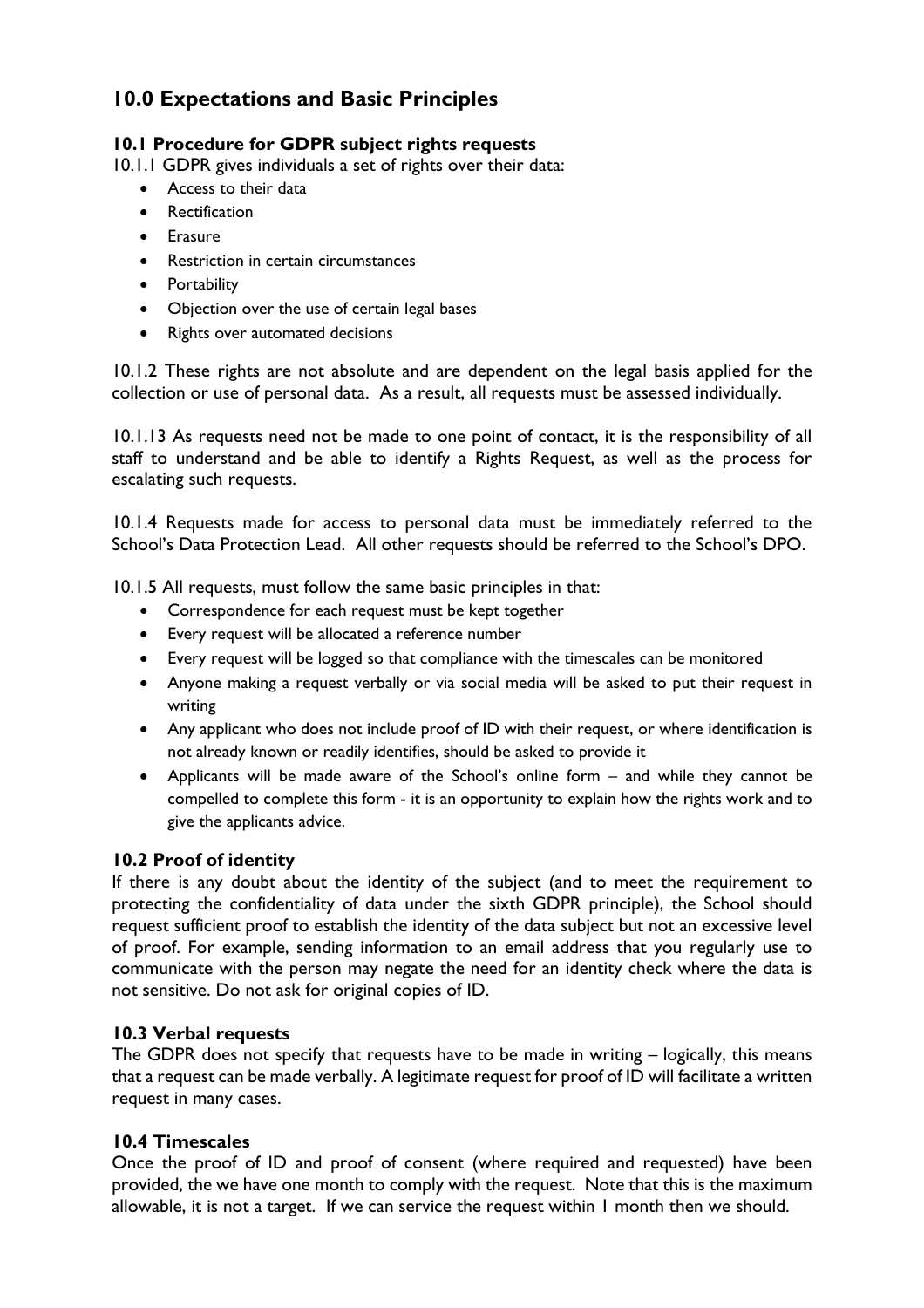## 10.0 Expectations and Basic Principles

### 10.1 Procedure for GDPR subject rights requests

10.1.1 GDPR gives individuals a set of rights over their data:

- Access to their data
- Rectification
- Erasure
- Restriction in certain circumstances
- Portability
- Objection over the use of certain legal bases
- Rights over automated decisions

10.1.2 These rights are not absolute and are dependent on the legal basis applied for the collection or use of personal data. As a result, all requests must be assessed individually.

10.1.13 As requests need not be made to one point of contact, it is the responsibility of all staff to understand and be able to identify a Rights Request, as well as the process for escalating such requests.

10.1.4 Requests made for access to personal data must be immediately referred to the School's Data Protection Lead. All other requests should be referred to the School's DPO.

10.1.5 All requests, must follow the same basic principles in that:

- Correspondence for each request must be kept together
- Every request will be allocated a reference number
- Every request will be logged so that compliance with the timescales can be monitored
- Anyone making a request verbally or via social media will be asked to put their request in writing
- Any applicant who does not include proof of ID with their request, or where identification is not already known or readily identifies, should be asked to provide it
- Applicants will be made aware of the School's online form – and while they cannot be compelled to complete this form - it is an opportunity to explain how the rights work and to give the applicants advice.

### 10.2 Proof of identity

If there is any doubt about the identity of the subject (and to meet the requirement to protecting the confidentiality of data under the sixth GDPR principle), the School should request sufficient proof to establish the identity of the data subject but not an excessive level of proof. For example, sending information to an email address that you regularly use to communicate with the person may negate the need for an identity check where the data is not sensitive. Do not ask for original copies of ID.

### 10.3 Verbal requests

The GDPR does not specify that requests have to be made in writing – logically, this means that a request can be made verbally. A legitimate request for proof of ID will facilitate a written request in many cases.

### 10.4 Timescales

Once the proof of ID and proof of consent (where required and requested) have been provided, the we have one month to comply with the request. Note that this is the maximum allowable, it is not a target. If we can service the request within 1 month then we should.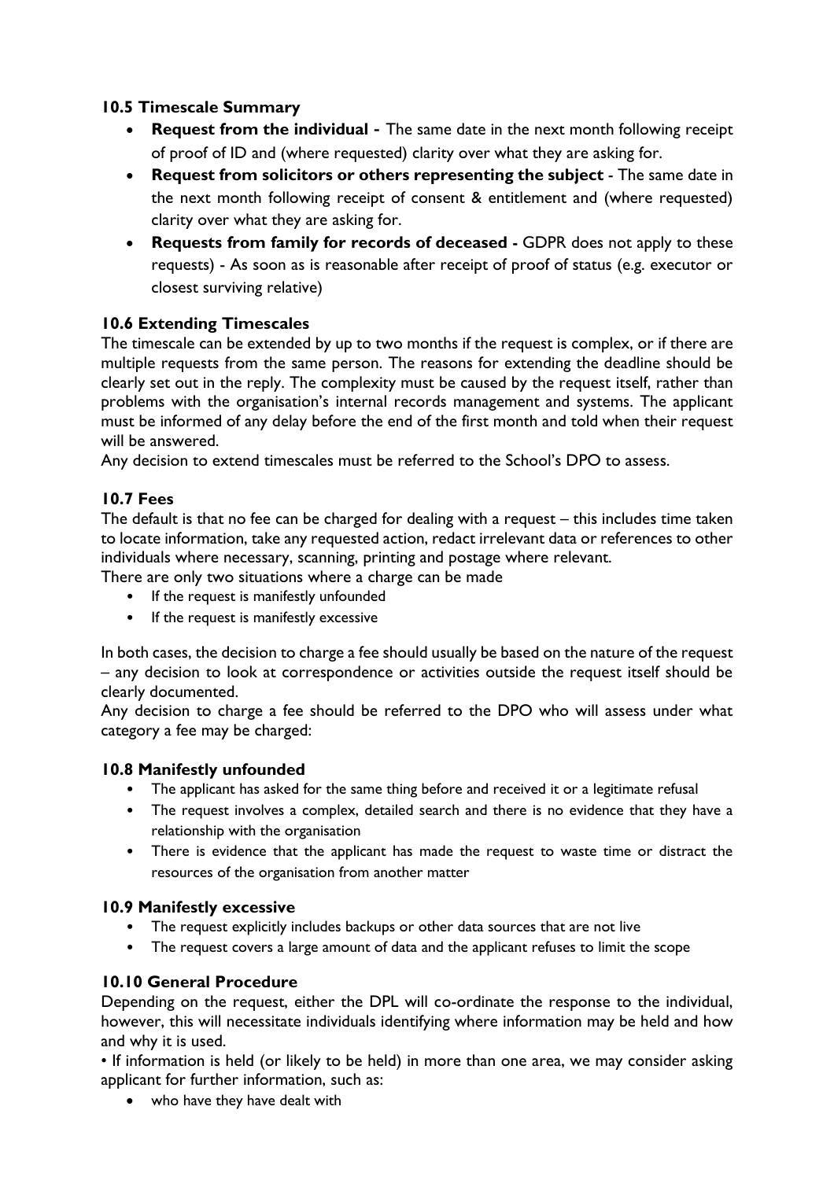### 10.5 Timescale Summary

- **Request from the individual -** The same date in the next month following receipt of proof of ID and (where requested) clarity over what they are asking for.
- **Request from solicitors or others representing the subject** - The same date in the next month following receipt of consent & entitlement and (where requested) clarity over what they are asking for.
- **Requests from family for records of deceased -** GDPR does not apply to these requests) - As soon as is reasonable after receipt of proof of status (e.g. executor or closest surviving relative)

### 10.6 Extending Timescales

The timescale can be extended by up to two months if the request is complex, or if there are multiple requests from the same person. The reasons for extending the deadline should be clearly set out in the reply. The complexity must be caused by the request itself, rather than problems with the organisation's internal records management and systems. The applicant must be informed of any delay before the end of the first month and told when their request will be answered.

Any decision to extend timescales must be referred to the School's DPO to assess.

### 10.7 Fees

The default is that no fee can be charged for dealing with a request – this includes time taken to locate information, take any requested action, redact irrelevant data or references to other individuals where necessary, scanning, printing and postage where relevant.

There are only two situations where a charge can be made

- If the request is manifestly unfounded
- If the request is manifestly excessive

In both cases, the decision to charge a fee should usually be based on the nature of the request – any decision to look at correspondence or activities outside the request itself should be clearly documented.

Any decision to charge a fee should be referred to the DPO who will assess under what category a fee may be charged:

### 10.8 Manifestly unfounded

- The applicant has asked for the same thing before and received it or a legitimate refusal
- The request involves a complex, detailed search and there is no evidence that they have a relationship with the organisation
- There is evidence that the applicant has made the request to waste time or distract the resources of the organisation from another matter

### 10.9 Manifestly excessive

- The request explicitly includes backups or other data sources that are not live
- The request covers a large amount of data and the applicant refuses to limit the scope

### 10.10 General Procedure

Depending on the request, either the DPL will co-ordinate the response to the individual, however, this will necessitate individuals identifying where information may be held and how and why it is used.

• If information is held (or likely to be held) in more than one area, we may consider asking applicant for further information, such as:

- who have they have dealt with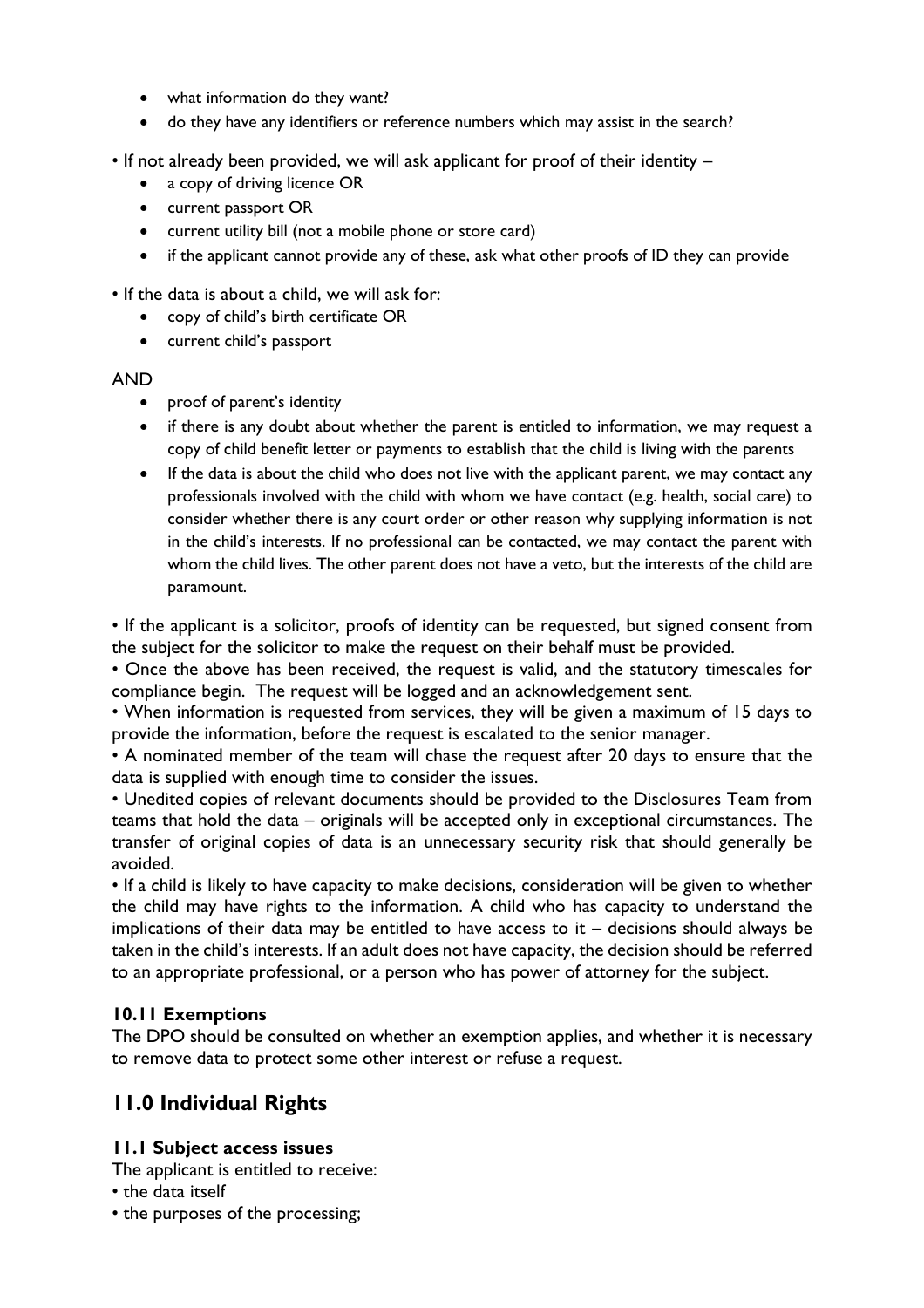- what information do they want?
- do they have any identifiers or reference numbers which may assist in the search?

• If not already been provided, we will ask applicant for proof of their identity –

- a copy of driving licence OR
- current passport OR
- current utility bill (not a mobile phone or store card)
- if the applicant cannot provide any of these, ask what other proofs of ID they can provide

• If the data is about a child, we will ask for:

- copy of child's birth certificate OR
- current child's passport

AND

- proof of parent's identity
- if there is any doubt about whether the parent is entitled to information, we may request a copy of child benefit letter or payments to establish that the child is living with the parents
- If the data is about the child who does not live with the applicant parent, we may contact any professionals involved with the child with whom we have contact (e.g. health, social care) to consider whether there is any court order or other reason why supplying information is not in the child's interests. If no professional can be contacted, we may contact the parent with whom the child lives. The other parent does not have a veto, but the interests of the child are paramount.

• If the applicant is a solicitor, proofs of identity can be requested, but signed consent from the subject for the solicitor to make the request on their behalf must be provided.

• Once the above has been received, the request is valid, and the statutory timescales for compliance begin. The request will be logged and an acknowledgement sent.

• When information is requested from services, they will be given a maximum of 15 days to provide the information, before the request is escalated to the senior manager.

• A nominated member of the team will chase the request after 20 days to ensure that the data is supplied with enough time to consider the issues.

• Unedited copies of relevant documents should be provided to the Disclosures Team from teams that hold the data – originals will be accepted only in exceptional circumstances. The transfer of original copies of data is an unnecessary security risk that should generally be avoided.

• If a child is likely to have capacity to make decisions, consideration will be given to whether the child may have rights to the information. A child who has capacity to understand the implications of their data may be entitled to have access to it – decisions should always be taken in the child's interests. If an adult does not have capacity, the decision should be referred to an appropriate professional, or a person who has power of attorney for the subject.

### 10.11 Exemptions

The DPO should be consulted on whether an exemption applies, and whether it is necessary to remove data to protect some other interest or refuse a request.

## 11.0 Individual Rights

### 11.1 Subject access issues

The applicant is entitled to receive:

• the data itself

• the purposes of the processing;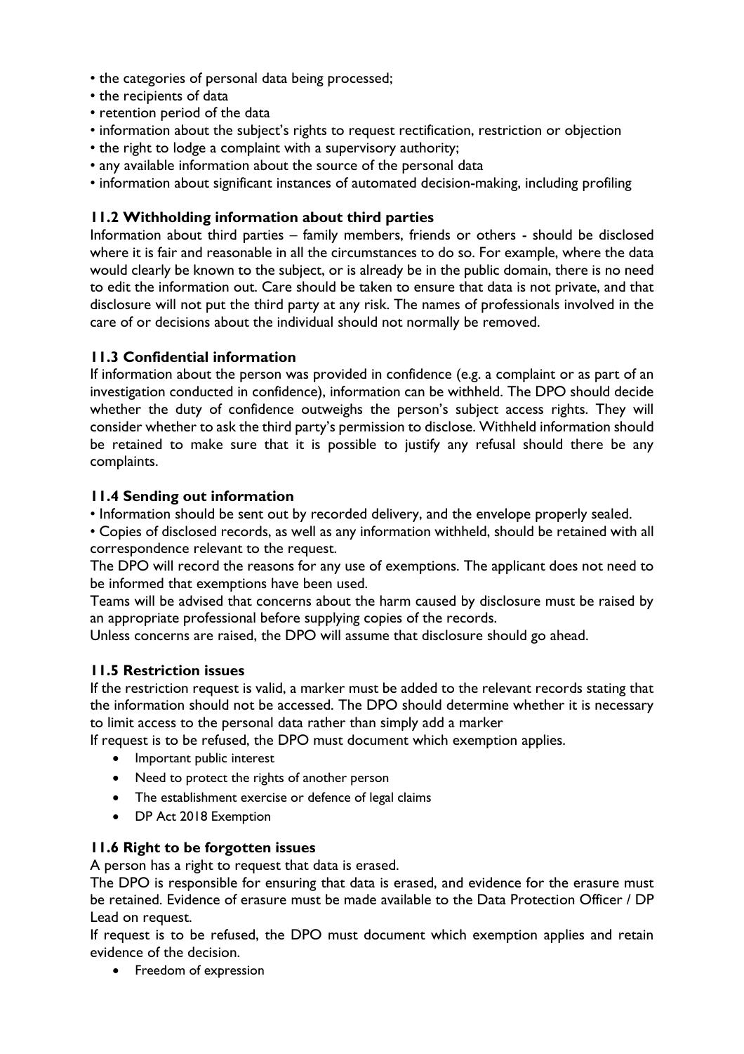- the categories of personal data being processed;
- the recipients of data
- retention period of the data
- information about the subject's rights to request rectification, restriction or objection
- the right to lodge a complaint with a supervisory authority;
- any available information about the source of the personal data
- information about significant instances of automated decision-making, including profiling

### 11.2 Withholding information about third parties

Information about third parties – family members, friends or others - should be disclosed where it is fair and reasonable in all the circumstances to do so. For example, where the data would clearly be known to the subject, or is already be in the public domain, there is no need to edit the information out. Care should be taken to ensure that data is not private, and that disclosure will not put the third party at any risk. The names of professionals involved in the care of or decisions about the individual should not normally be removed.

### 11.3 Confidential information

If information about the person was provided in confidence (e.g. a complaint or as part of an investigation conducted in confidence), information can be withheld. The DPO should decide whether the duty of confidence outweighs the person's subject access rights. They will consider whether to ask the third party's permission to disclose. Withheld information should be retained to make sure that it is possible to justify any refusal should there be any complaints.

### 11.4 Sending out information

- Information should be sent out by recorded delivery, and the envelope properly sealed.
- Copies of disclosed records, as well as any information withheld, should be retained with all correspondence relevant to the request.

The DPO will record the reasons for any use of exemptions. The applicant does not need to be informed that exemptions have been used.

Teams will be advised that concerns about the harm caused by disclosure must be raised by an appropriate professional before supplying copies of the records.

Unless concerns are raised, the DPO will assume that disclosure should go ahead.

### 11.5 Restriction issues

If the restriction request is valid, a marker must be added to the relevant records stating that the information should not be accessed. The DPO should determine whether it is necessary to limit access to the personal data rather than simply add a marker

If request is to be refused, the DPO must document which exemption applies.

- Important public interest
- Need to protect the rights of another person
- The establishment exercise or defence of legal claims
- DP Act 2018 Exemption

### 11.6 Right to be forgotten issues

A person has a right to request that data is erased.

The DPO is responsible for ensuring that data is erased, and evidence for the erasure must be retained. Evidence of erasure must be made available to the Data Protection Officer / DP Lead on request.

If request is to be refused, the DPO must document which exemption applies and retain evidence of the decision.

- Freedom of expression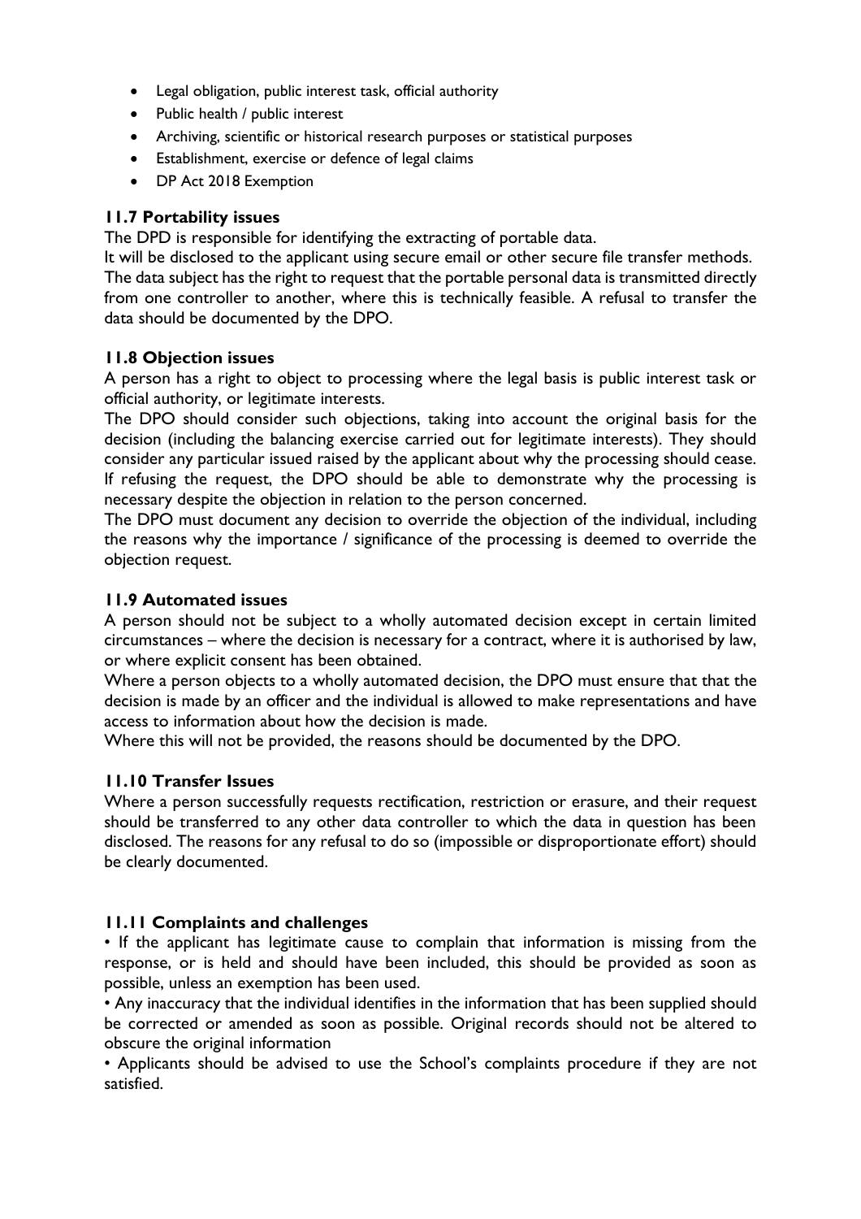- Legal obligation, public interest task, official authority
- Public health / public interest
- Archiving, scientific or historical research purposes or statistical purposes
- Establishment, exercise or defence of legal claims
- DP Act 2018 Exemption

### 11.7 Portability issues

The DPD is responsible for identifying the extracting of portable data.

It will be disclosed to the applicant using secure email or other secure file transfer methods.

The data subject has the right to request that the portable personal data is transmitted directly from one controller to another, where this is technically feasible. A refusal to transfer the data should be documented by the DPO.

### 11.8 Objection issues

A person has a right to object to processing where the legal basis is public interest task or official authority, or legitimate interests.

The DPO should consider such objections, taking into account the original basis for the decision (including the balancing exercise carried out for legitimate interests). They should consider any particular issued raised by the applicant about why the processing should cease. If refusing the request, the DPO should be able to demonstrate why the processing is necessary despite the objection in relation to the person concerned.

The DPO must document any decision to override the objection of the individual, including the reasons why the importance / significance of the processing is deemed to override the objection request.

### 11.9 Automated issues

A person should not be subject to a wholly automated decision except in certain limited circumstances – where the decision is necessary for a contract, where it is authorised by law, or where explicit consent has been obtained.

Where a person objects to a wholly automated decision, the DPO must ensure that that the decision is made by an officer and the individual is allowed to make representations and have access to information about how the decision is made.

Where this will not be provided, the reasons should be documented by the DPO.

### 11.10 Transfer Issues

Where a person successfully requests rectification, restriction or erasure, and their request should be transferred to any other data controller to which the data in question has been disclosed. The reasons for any refusal to do so (impossible or disproportionate effort) should be clearly documented.

### 11.11 Complaints and challenges

• If the applicant has legitimate cause to complain that information is missing from the response, or is held and should have been included, this should be provided as soon as possible, unless an exemption has been used.

• Any inaccuracy that the individual identifies in the information that has been supplied should be corrected or amended as soon as possible. Original records should not be altered to obscure the original information

• Applicants should be advised to use the School's complaints procedure if they are not satisfied.